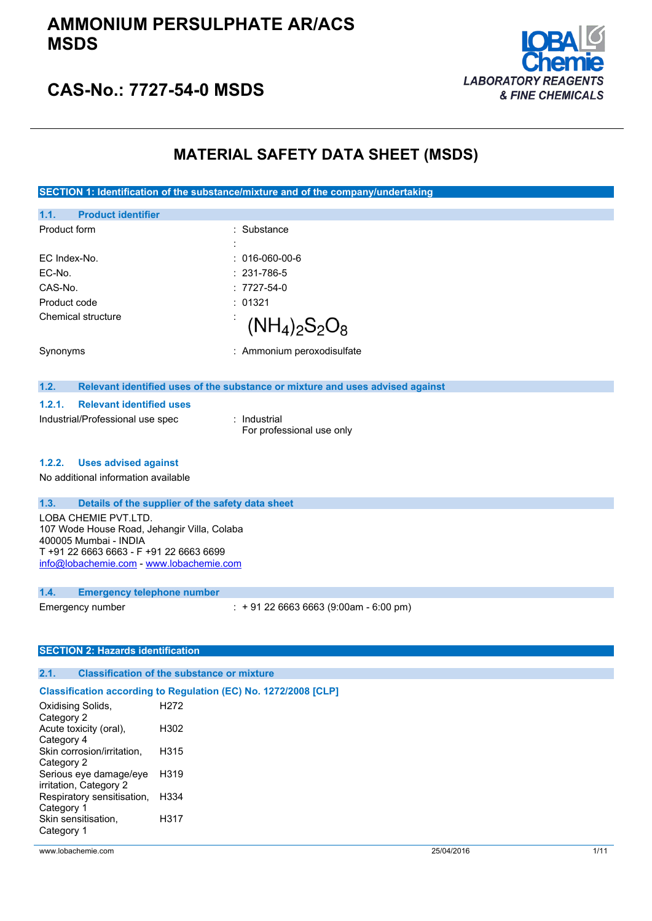# AMMONIUM PERSULPHATE AR/ACS MSDS

## CAS-No.: 7727-54-0 MSDS

LOBA Chemie
*LABORATORY REAGENTS & FINE CHEMICALS*

# MATERIAL SAFETY DATA SHEET (MSDS)

## SECTION 1: Identification of the substance/mixture and of the company/undertaking

### 1.1. Product identifier

| | |
|---|---|
| Product form | : Substance |
| | : |
| EC Index-No. | : 016-060-00-6 |
| EC-No. | : 231-786-5 |
| CAS-No. | : 7727-54-0 |
| Product code | : 01321 |
| Chemical structure | : $(NH_4)_2S_2O_8$ |
| Synonyms | : Ammonium peroxodisulfate |

### 1.2. Relevant identified uses of the substance or mixture and uses advised against

#### 1.2.1. Relevant identified uses

| | |
|---|---|
| Industrial/Professional use spec | : Industrial<br>For professional use only |

#### 1.2.2. Uses advised against

No additional information available

### 1.3. Details of the supplier of the safety data sheet

LOBA CHEMIE PVT.LTD.
107 Wode House Road, Jehangir Villa, Colaba
400005 Mumbai - INDIA
T +91 22 6663 6663 - F +91 22 6663 6699
info@lobachemie.com - www.lobachemie.com

### 1.4. Emergency telephone number

| | |
|---|---|
| Emergency number | : + 91 22 6663 6663 (9:00am - 6:00 pm) |

## SECTION 2: Hazards identification

### 2.1. Classification of the substance or mixture

**Classification according to Regulation (EC) No. 1272/2008 [CLP]**

| | |
|---|---|
| Oxidising Solids, Category 2 | H272 |
| Acute toxicity (oral), Category 4 | H302 |
| Skin corrosion/irritation, Category 2 | H315 |
| Serious eye damage/eye irritation, Category 2 | H319 |
| Respiratory sensitisation, Category 1 | H334 |
| Skin sensitisation, Category 1 | H317 |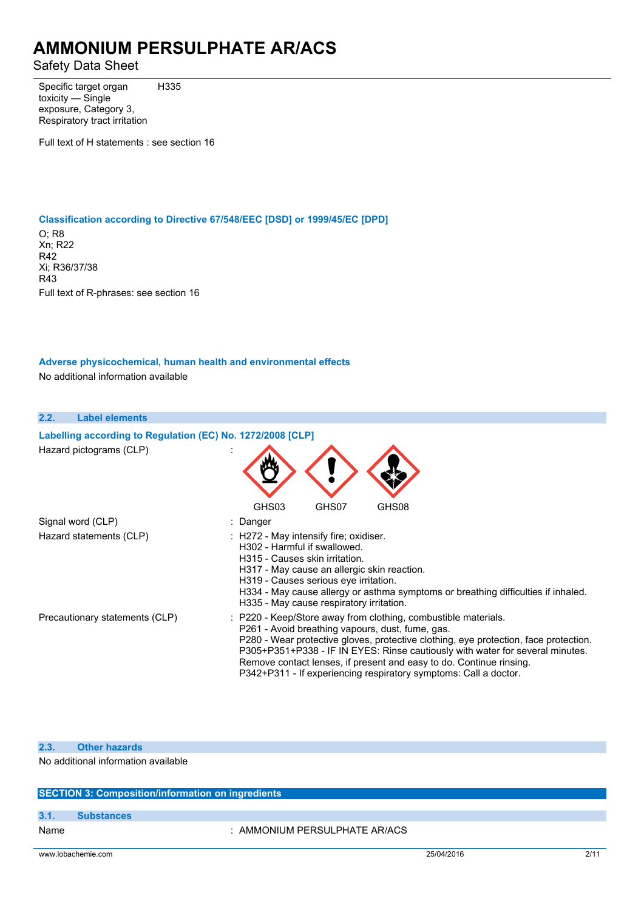| | |
|---|---|
| Specific target organ toxicity — Single exposure, Category 3, Respiratory tract irritation | H335 |

Full text of H statements : see section 16

### Classification according to Directive 67/548/EEC [DSD] or 1999/45/EC [DPD]

O; R8
Xn; R22
R42
Xi; R36/37/38
R43

Full text of R-phrases: see section 16

### Adverse physicochemical, human health and environmental effects

No additional information available

## 2.2. Label elements

### Labelling according to Regulation (EC) No. 1272/2008 [CLP]

Hazard pictograms (CLP) :

GHS03 GHS07 GHS08

Signal word (CLP) : Danger

Hazard statements (CLP) :
- H272 - May intensify fire; oxidiser.
- H302 - Harmful if swallowed.
- H315 - Causes skin irritation.
- H317 - May cause an allergic skin reaction.
- H319 - Causes serious eye irritation.
- H334 - May cause allergy or asthma symptoms or breathing difficulties if inhaled.
- H335 - May cause respiratory irritation.

Precautionary statements (CLP) :
- P220 - Keep/Store away from clothing, combustible materials.
- P261 - Avoid breathing vapours, dust, fume, gas.
- P280 - Wear protective gloves, protective clothing, eye protection, face protection.
- P305+P351+P338 - IF IN EYES: Rinse cautiously with water for several minutes. Remove contact lenses, if present and easy to do. Continue rinsing.
- P342+P311 - If experiencing respiratory symptoms: Call a doctor.

## 2.3. Other hazards

No additional information available

# SECTION 3: Composition/information on ingredients

## 3.1. Substances

Name : AMMONIUM PERSULPHATE AR/ACS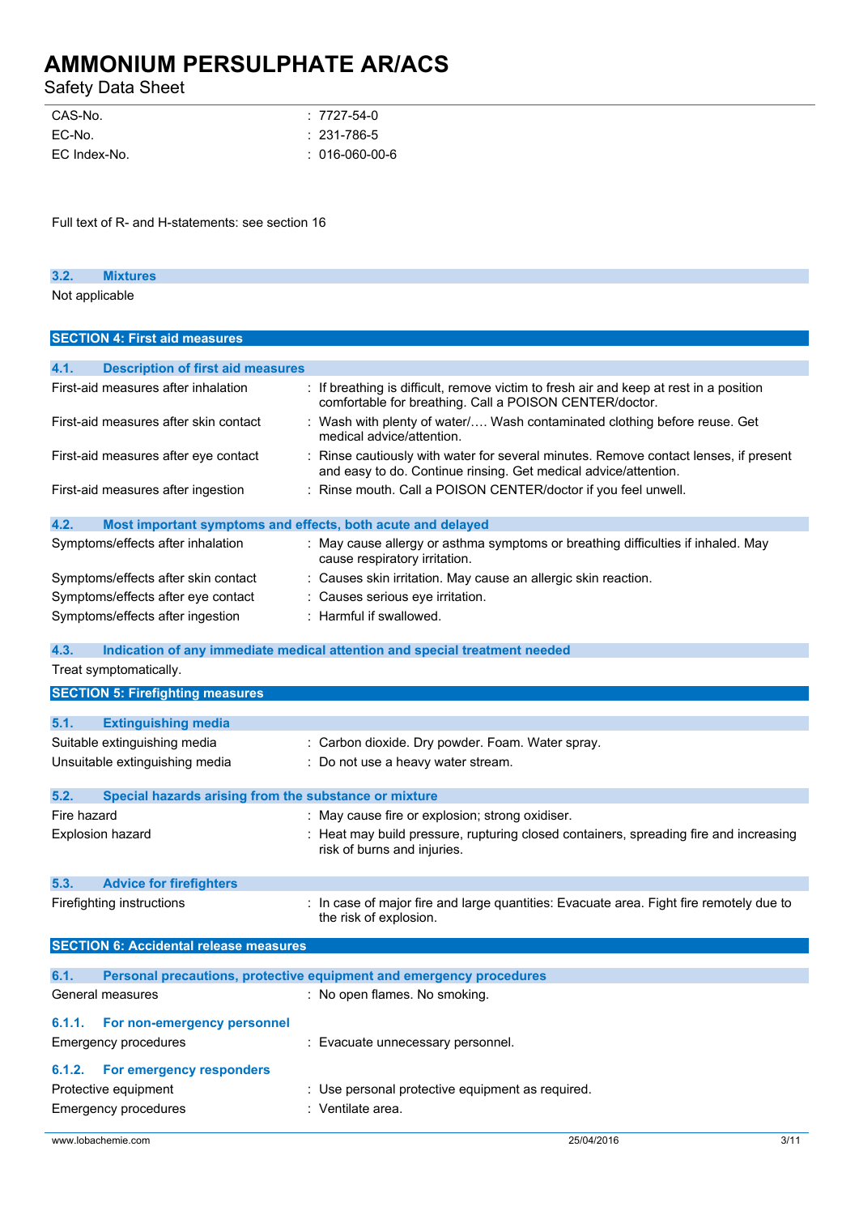| | |
|---|---|
| CAS-No. | : 7727-54-0 |
| EC-No. | : 231-786-5 |
| EC Index-No. | : 016-060-00-6 |

Full text of R- and H-statements: see section 16

### 3.2. Mixtures

Not applicable

## SECTION 4: First aid measures

### 4.1. Description of first aid measures

| | |
|---|---|
| First-aid measures after inhalation | : If breathing is difficult, remove victim to fresh air and keep at rest in a position comfortable for breathing. Call a POISON CENTER/doctor. |
| First-aid measures after skin contact | : Wash with plenty of water/…. Wash contaminated clothing before reuse. Get medical advice/attention. |
| First-aid measures after eye contact | : Rinse cautiously with water for several minutes. Remove contact lenses, if present and easy to do. Continue rinsing. Get medical advice/attention. |
| First-aid measures after ingestion | : Rinse mouth. Call a POISON CENTER/doctor if you feel unwell. |

### 4.2. Most important symptoms and effects, both acute and delayed

| | |
|---|---|
| Symptoms/effects after inhalation | : May cause allergy or asthma symptoms or breathing difficulties if inhaled. May cause respiratory irritation. |
| Symptoms/effects after skin contact | : Causes skin irritation. May cause an allergic skin reaction. |
| Symptoms/effects after eye contact | : Causes serious eye irritation. |
| Symptoms/effects after ingestion | : Harmful if swallowed. |

### 4.3. Indication of any immediate medical attention and special treatment needed

Treat symptomatically.

## SECTION 5: Firefighting measures

### 5.1. Extinguishing media

| | |
|---|---|
| Suitable extinguishing media | : Carbon dioxide. Dry powder. Foam. Water spray. |
| Unsuitable extinguishing media | : Do not use a heavy water stream. |

### 5.2. Special hazards arising from the substance or mixture

| | |
|---|---|
| Fire hazard | : May cause fire or explosion; strong oxidiser. |
| Explosion hazard | : Heat may build pressure, rupturing closed containers, spreading fire and increasing risk of burns and injuries. |

### 5.3. Advice for firefighters

| | |
|---|---|
| Firefighting instructions | : In case of major fire and large quantities: Evacuate area. Fight fire remotely due to the risk of explosion. |

## SECTION 6: Accidental release measures

### 6.1. Personal precautions, protective equipment and emergency procedures

| | |
|---|---|
| General measures | : No open flames. No smoking. |

#### 6.1.1. For non-emergency personnel

| | |
|---|---|
| Emergency procedures | : Evacuate unnecessary personnel. |

#### 6.1.2. For emergency responders

| | |
|---|---|
| Protective equipment | : Use personal protective equipment as required. |
| Emergency procedures | : Ventilate area. |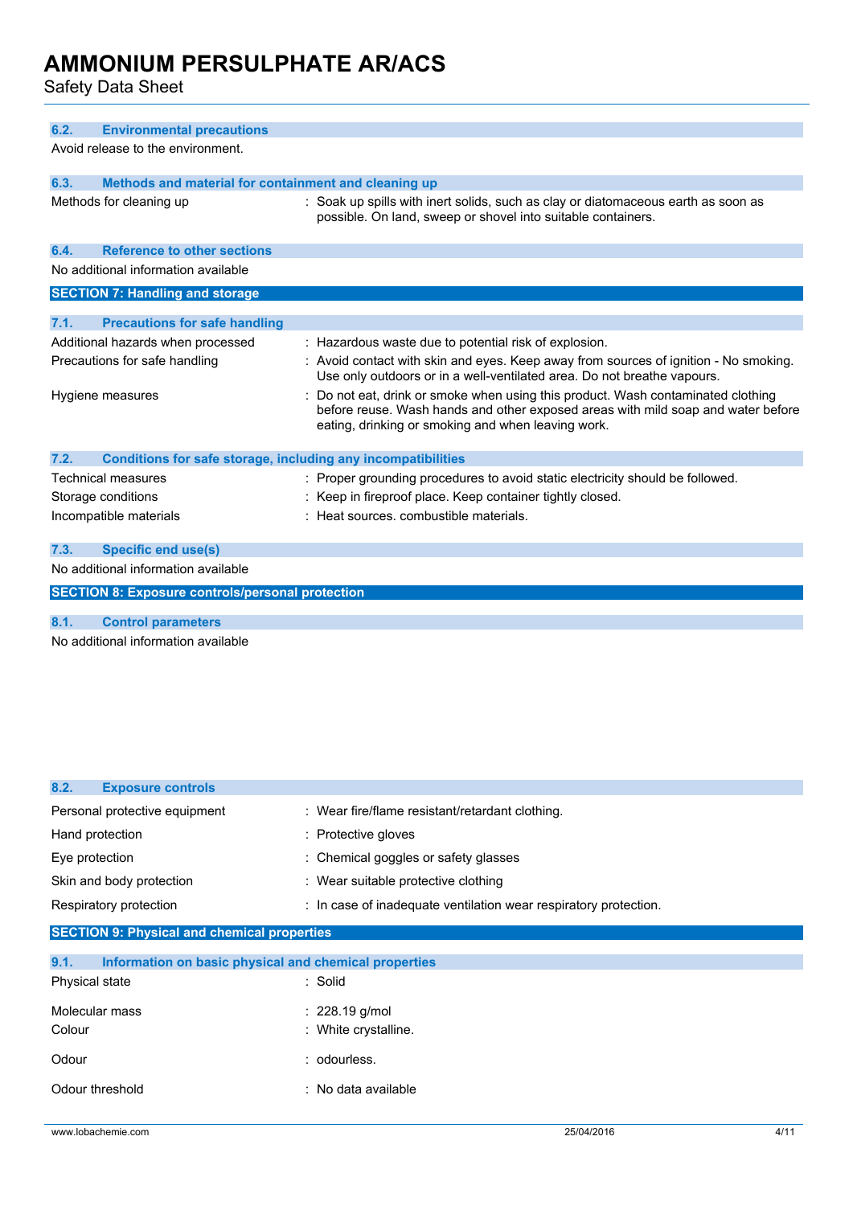### 6.2. Environmental precautions

Avoid release to the environment.

### 6.3. Methods and material for containment and cleaning up

| | |
|---|---|
| Methods for cleaning up | : Soak up spills with inert solids, such as clay or diatomaceous earth as soon as possible. On land, sweep or shovel into suitable containers. |

### 6.4. Reference to other sections

No additional information available

## SECTION 7: Handling and storage

### 7.1. Precautions for safe handling

| | |
|---|---|
| Additional hazards when processed | : Hazardous waste due to potential risk of explosion. |
| Precautions for safe handling | : Avoid contact with skin and eyes. Keep away from sources of ignition - No smoking. Use only outdoors or in a well-ventilated area. Do not breathe vapours. |
| Hygiene measures | : Do not eat, drink or smoke when using this product. Wash contaminated clothing before reuse. Wash hands and other exposed areas with mild soap and water before eating, drinking or smoking and when leaving work. |

### 7.2. Conditions for safe storage, including any incompatibilities

| | |
|---|---|
| Technical measures | : Proper grounding procedures to avoid static electricity should be followed. |
| Storage conditions | : Keep in fireproof place. Keep container tightly closed. |
| Incompatible materials | : Heat sources. combustible materials. |

### 7.3. Specific end use(s)

No additional information available

## SECTION 8: Exposure controls/personal protection

### 8.1. Control parameters

No additional information available

### 8.2. Exposure controls

| | |
|---|---|
| Personal protective equipment | : Wear fire/flame resistant/retardant clothing. |
| Hand protection | : Protective gloves |
| Eye protection | : Chemical goggles or safety glasses |
| Skin and body protection | : Wear suitable protective clothing |
| Respiratory protection | : In case of inadequate ventilation wear respiratory protection. |

## SECTION 9: Physical and chemical properties

### 9.1. Information on basic physical and chemical properties

| | |
|---|---|
| Physical state | : Solid |
| Molecular mass | : 228.19 g/mol |
| Colour | : White crystalline. |
| Odour | : odourless. |
| Odour threshold | : No data available |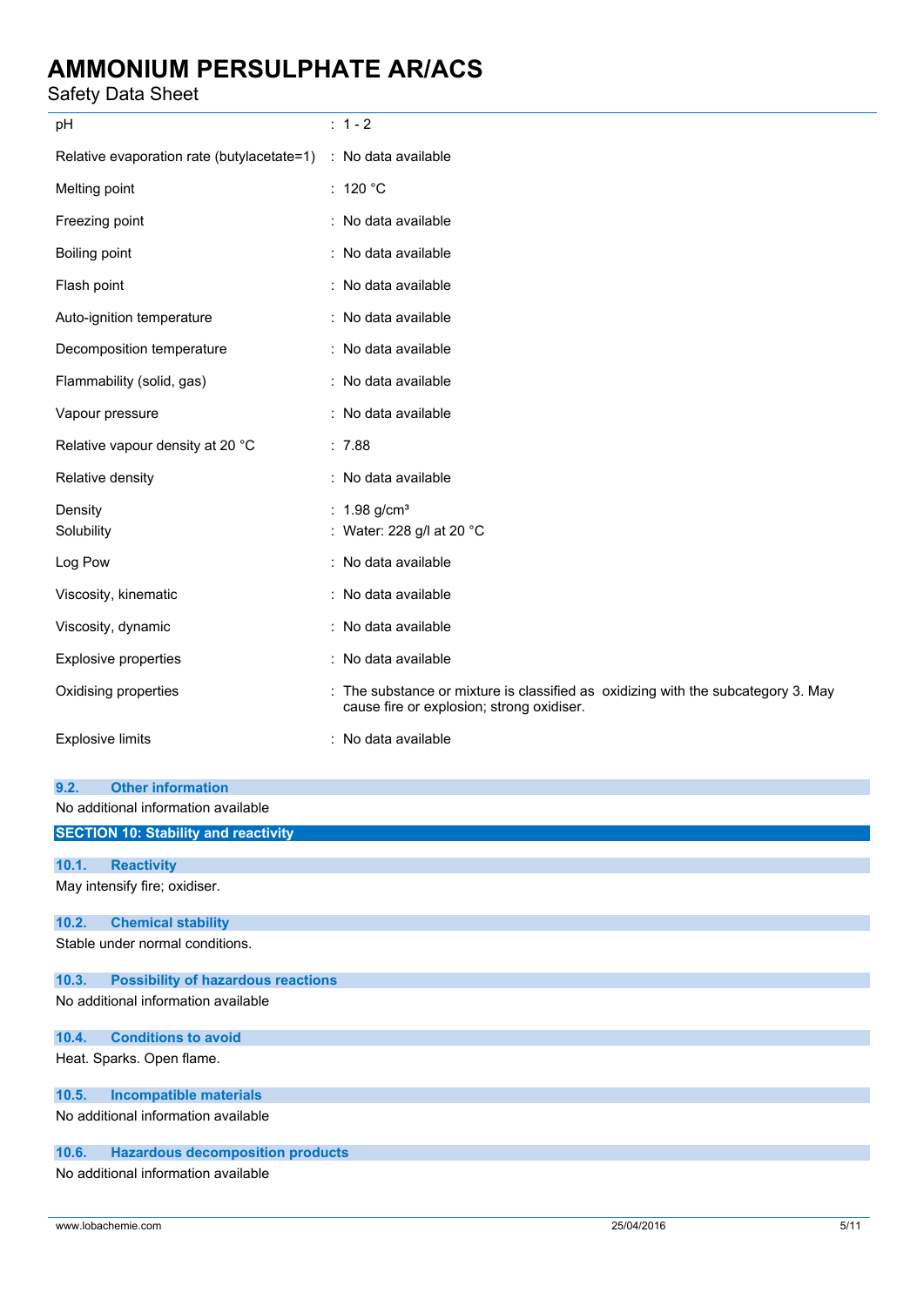| | |
|---|---|
| pH | : 1 - 2 |
| Relative evaporation rate (butylacetate=1) | : No data available |
| Melting point | : 120 °C |
| Freezing point | : No data available |
| Boiling point | : No data available |
| Flash point | : No data available |
| Auto-ignition temperature | : No data available |
| Decomposition temperature | : No data available |
| Flammability (solid, gas) | : No data available |
| Vapour pressure | : No data available |
| Relative vapour density at 20 °C | : 7.88 |
| Relative density | : No data available |
| Density | : 1.98 g/cm³ |
| Solubility | : Water: 228 g/l at 20 °C |
| Log Pow | : No data available |
| Viscosity, kinematic | : No data available |
| Viscosity, dynamic | : No data available |
| Explosive properties | : No data available |
| Oxidising properties | : The substance or mixture is classified as oxidizing with the subcategory 3. May cause fire or explosion; strong oxidiser. |
| Explosive limits | : No data available |

### 9.2. Other information

No additional information available

## SECTION 10: Stability and reactivity

### 10.1. Reactivity

May intensify fire; oxidiser.

### 10.2. Chemical stability

Stable under normal conditions.

### 10.3. Possibility of hazardous reactions

No additional information available

### 10.4. Conditions to avoid

Heat. Sparks. Open flame.

### 10.5. Incompatible materials

No additional information available

### 10.6. Hazardous decomposition products

No additional information available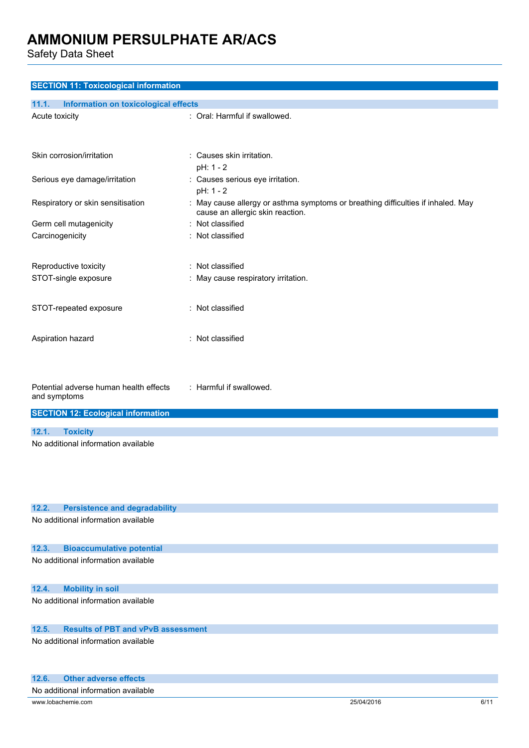## SECTION 11: Toxicological information

### 11.1. Information on toxicological effects

| | |
|---|---|
| Acute toxicity | : Oral: Harmful if swallowed. |
| Skin corrosion/irritation | : Causes skin irritation.<br>pH: 1 - 2 |
| Serious eye damage/irritation | : Causes serious eye irritation.<br>pH: 1 - 2 |
| Respiratory or skin sensitisation | : May cause allergy or asthma symptoms or breathing difficulties if inhaled. May cause an allergic skin reaction. |
| Germ cell mutagenicity | : Not classified |
| Carcinogenicity | : Not classified |
| Reproductive toxicity | : Not classified |
| STOT-single exposure | : May cause respiratory irritation. |
| STOT-repeated exposure | : Not classified |
| Aspiration hazard | : Not classified |
| Potential adverse human health effects and symptoms | : Harmful if swallowed. |

## SECTION 12: Ecological information

### 12.1. Toxicity

No additional information available

### 12.2. Persistence and degradability

No additional information available

### 12.3. Bioaccumulative potential

No additional information available

### 12.4. Mobility in soil

No additional information available

### 12.5. Results of PBT and vPvB assessment

No additional information available

### 12.6. Other adverse effects

No additional information available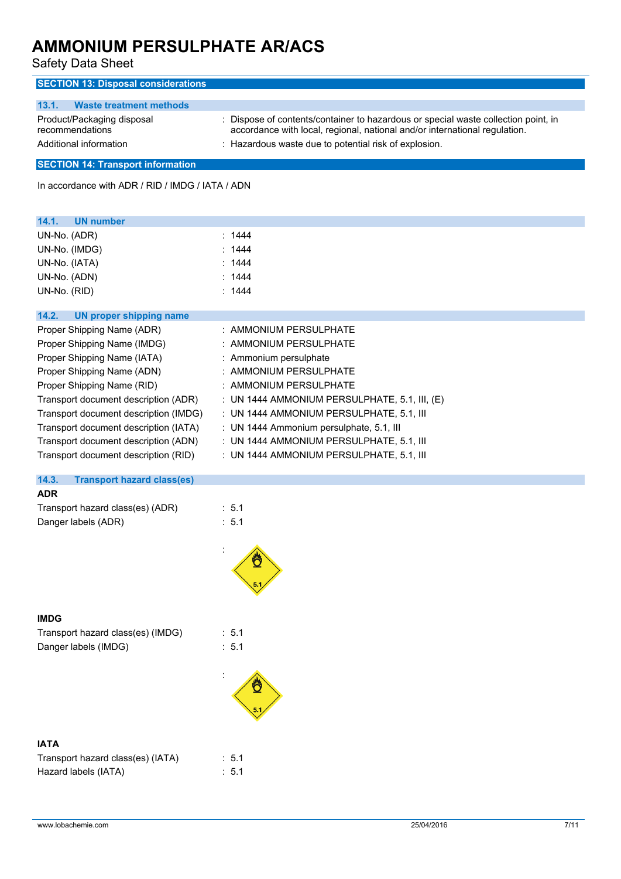## SECTION 13: Disposal considerations

### 13.1. Waste treatment methods

| | |
|---|---|
| Product/Packaging disposal recommendations | : Dispose of contents/container to hazardous or special waste collection point, in accordance with local, regional, national and/or international regulation. |
| Additional information | : Hazardous waste due to potential risk of explosion. |

## SECTION 14: Transport information

In accordance with ADR / RID / IMDG / IATA / ADN

### 14.1. UN number

| | |
|---|---|
| UN-No. (ADR) | : 1444 |
| UN-No. (IMDG) | : 1444 |
| UN-No. (IATA) | : 1444 |
| UN-No. (ADN) | : 1444 |
| UN-No. (RID) | : 1444 |

### 14.2. UN proper shipping name

| | |
|---|---|
| Proper Shipping Name (ADR) | : AMMONIUM PERSULPHATE |
| Proper Shipping Name (IMDG) | : AMMONIUM PERSULPHATE |
| Proper Shipping Name (IATA) | : Ammonium persulphate |
| Proper Shipping Name (ADN) | : AMMONIUM PERSULPHATE |
| Proper Shipping Name (RID) | : AMMONIUM PERSULPHATE |
| Transport document description (ADR) | : UN 1444 AMMONIUM PERSULPHATE, 5.1, III, (E) |
| Transport document description (IMDG) | : UN 1444 AMMONIUM PERSULPHATE, 5.1, III |
| Transport document description (IATA) | : UN 1444 Ammonium persulphate, 5.1, III |
| Transport document description (ADN) | : UN 1444 AMMONIUM PERSULPHATE, 5.1, III |
| Transport document description (RID) | : UN 1444 AMMONIUM PERSULPHATE, 5.1, III |

### 14.3. Transport hazard class(es)

**ADR**

| | |
|---|---|
| Transport hazard class(es) (ADR) | : 5.1 |
| Danger labels (ADR) | : 5.1 |

:

**IMDG**

| | |
|---|---|
| Transport hazard class(es) (IMDG) | : 5.1 |
| Danger labels (IMDG) | : 5.1 |

:

**IATA**

| | |
|---|---|
| Transport hazard class(es) (IATA) | : 5.1 |
| Hazard labels (IATA) | : 5.1 |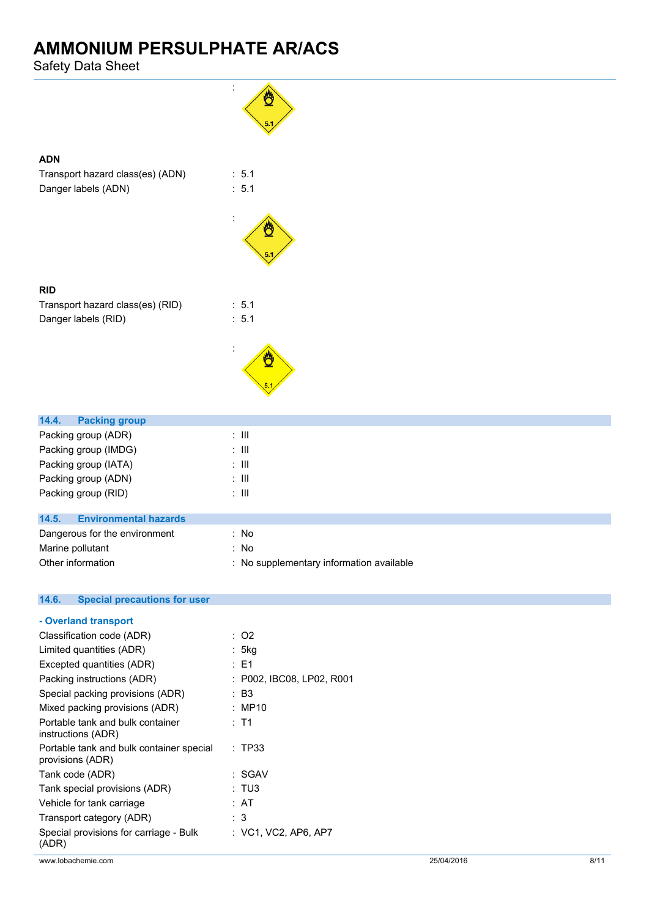:

**ADN**

| | |
|---|---|
| Transport hazard class(es) (ADN) | : 5.1 |
| Danger labels (ADN) | : 5.1 |

:

**RID**

| | |
|---|---|
| Transport hazard class(es) (RID) | : 5.1 |
| Danger labels (RID) | : 5.1 |

:

## 14.4. Packing group

| | |
|---|---|
| Packing group (ADR) | : III |
| Packing group (IMDG) | : III |
| Packing group (IATA) | : III |
| Packing group (ADN) | : III |
| Packing group (RID) | : III |

## 14.5. Environmental hazards

| | |
|---|---|
| Dangerous for the environment | : No |
| Marine pollutant | : No |
| Other information | : No supplementary information available |

## 14.6. Special precautions for user

### - Overland transport

| | |
|---|---|
| Classification code (ADR) | : O2 |
| Limited quantities (ADR) | : 5kg |
| Excepted quantities (ADR) | : E1 |
| Packing instructions (ADR) | : P002, IBC08, LP02, R001 |
| Special packing provisions (ADR) | : B3 |
| Mixed packing provisions (ADR) | : MP10 |
| Portable tank and bulk container instructions (ADR) | : T1 |
| Portable tank and bulk container special provisions (ADR) | : TP33 |
| Tank code (ADR) | : SGAV |
| Tank special provisions (ADR) | : TU3 |
| Vehicle for tank carriage | : AT |
| Transport category (ADR) | : 3 |
| Special provisions for carriage - Bulk (ADR) | : VC1, VC2, AP6, AP7 |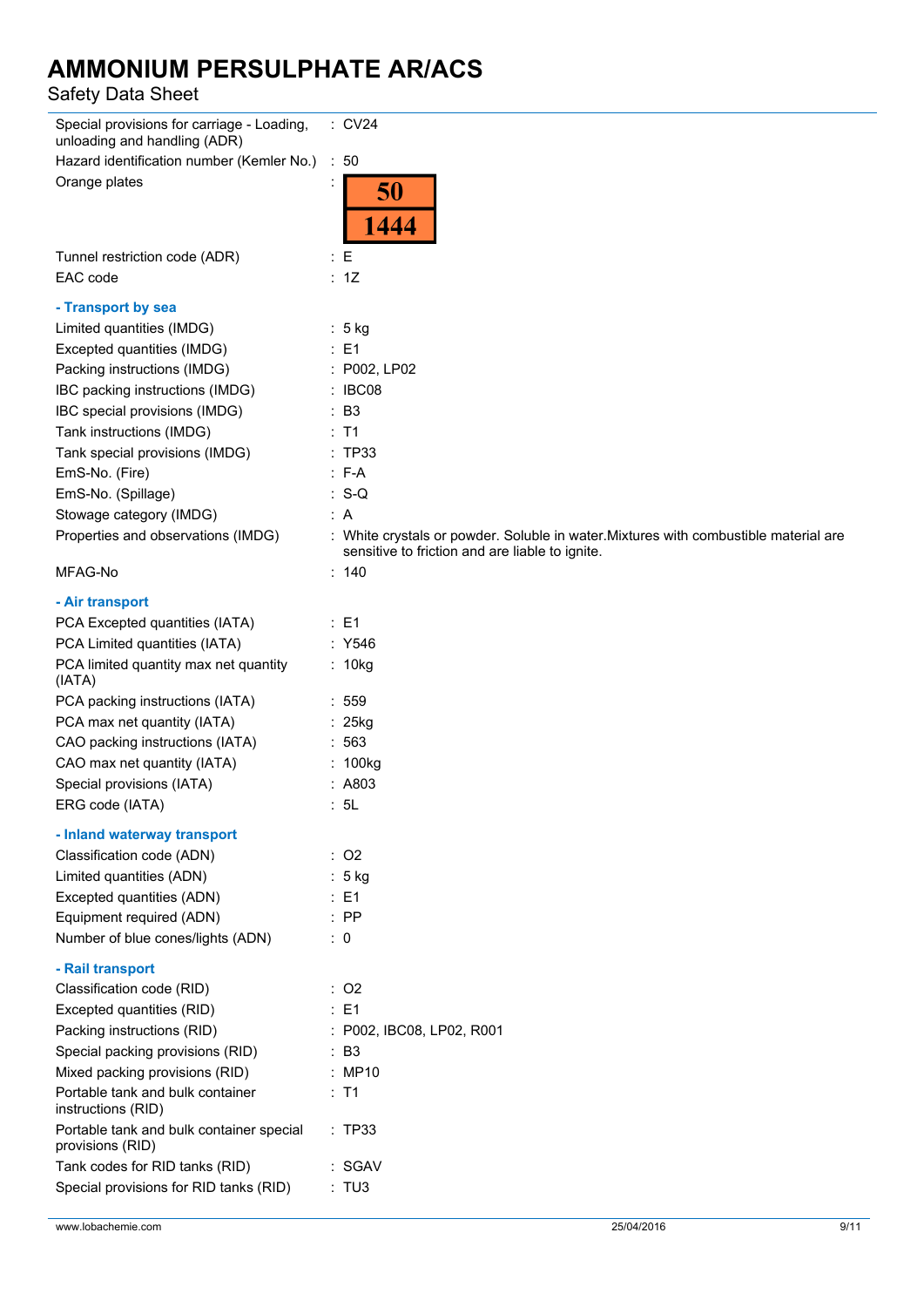| | |
|---|---|
| Special provisions for carriage - Loading, unloading and handling (ADR) | : CV24 |
| Hazard identification number (Kemler No.) | : 50 |
| Orange plates | : 50 / 1444 |
| Tunnel restriction code (ADR) | : E |
| EAC code | : 1Z |

**- Transport by sea**

| | |
|---|---|
| Limited quantities (IMDG) | : 5 kg |
| Excepted quantities (IMDG) | : E1 |
| Packing instructions (IMDG) | : P002, LP02 |
| IBC packing instructions (IMDG) | : IBC08 |
| IBC special provisions (IMDG) | : B3 |
| Tank instructions (IMDG) | : T1 |
| Tank special provisions (IMDG) | : TP33 |
| EmS-No. (Fire) | : F-A |
| EmS-No. (Spillage) | : S-Q |
| Stowage category (IMDG) | : A |
| Properties and observations (IMDG) | : White crystals or powder. Soluble in water.Mixtures with combustible material are sensitive to friction and are liable to ignite. |
| MFAG-No | : 140 |

**- Air transport**

| | |
|---|---|
| PCA Excepted quantities (IATA) | : E1 |
| PCA Limited quantities (IATA) | : Y546 |
| PCA limited quantity max net quantity (IATA) | : 10kg |
| PCA packing instructions (IATA) | : 559 |
| PCA max net quantity (IATA) | : 25kg |
| CAO packing instructions (IATA) | : 563 |
| CAO max net quantity (IATA) | : 100kg |
| Special provisions (IATA) | : A803 |
| ERG code (IATA) | : 5L |

**- Inland waterway transport**

| | |
|---|---|
| Classification code (ADN) | : O2 |
| Limited quantities (ADN) | : 5 kg |
| Excepted quantities (ADN) | : E1 |
| Equipment required (ADN) | : PP |
| Number of blue cones/lights (ADN) | : 0 |

**- Rail transport**

| | |
|---|---|
| Classification code (RID) | : O2 |
| Excepted quantities (RID) | : E1 |
| Packing instructions (RID) | : P002, IBC08, LP02, R001 |
| Special packing provisions (RID) | : B3 |
| Mixed packing provisions (RID) | : MP10 |
| Portable tank and bulk container instructions (RID) | : T1 |
| Portable tank and bulk container special provisions (RID) | : TP33 |
| Tank codes for RID tanks (RID) | : SGAV |
| Special provisions for RID tanks (RID) | : TU3 |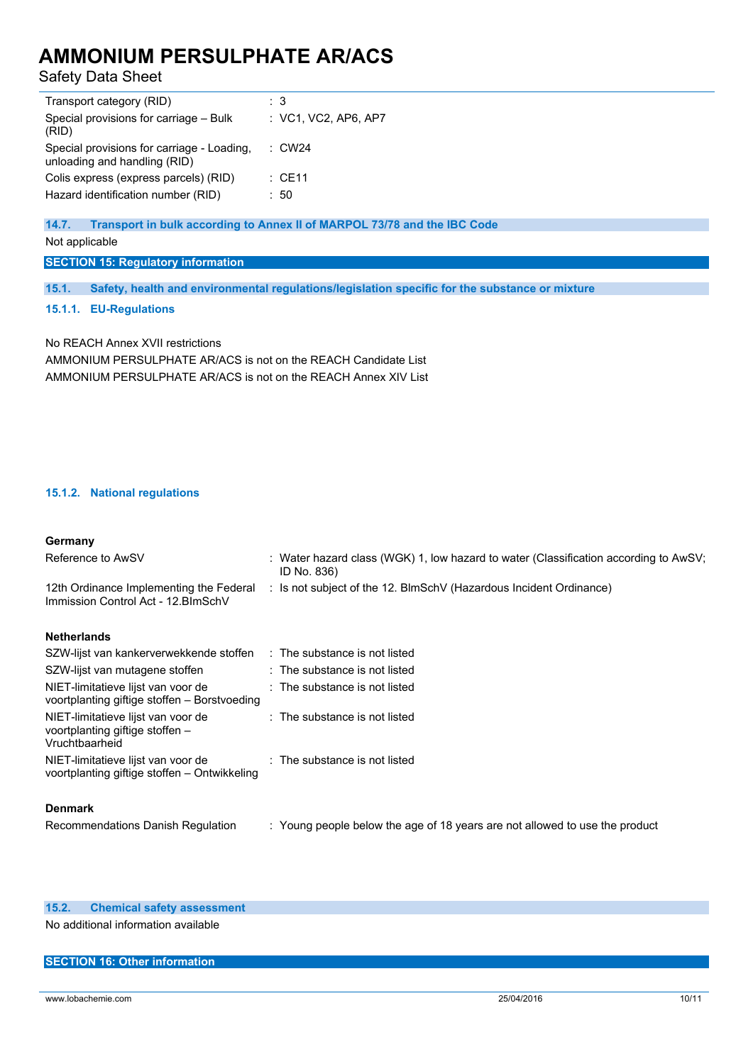| | |
|---|---|
| Transport category (RID) | : 3 |
| Special provisions for carriage – Bulk (RID) | : VC1, VC2, AP6, AP7 |
| Special provisions for carriage - Loading, unloading and handling (RID) | : CW24 |
| Colis express (express parcels) (RID) | : CE11 |
| Hazard identification number (RID) | : 50 |

### 14.7. Transport in bulk according to Annex II of MARPOL 73/78 and the IBC Code

Not applicable

## SECTION 15: Regulatory information

### 15.1. Safety, health and environmental regulations/legislation specific for the substance or mixture

#### 15.1.1. EU-Regulations

No REACH Annex XVII restrictions

AMMONIUM PERSULPHATE AR/ACS is not on the REACH Candidate List

AMMONIUM PERSULPHATE AR/ACS is not on the REACH Annex XIV List

#### 15.1.2. National regulations

**Germany**

| | |
|---|---|
| Reference to AwSV | : Water hazard class (WGK) 1, low hazard to water (Classification according to AwSV; ID No. 836) |
| 12th Ordinance Implementing the Federal Immission Control Act - 12.BImSchV | : Is not subject of the 12. BlmSchV (Hazardous Incident Ordinance) |

**Netherlands**

| | |
|---|---|
| SZW-lijst van kankerverwekkende stoffen | : The substance is not listed |
| SZW-lijst van mutagene stoffen | : The substance is not listed |
| NIET-limitatieve lijst van voor de voortplanting giftige stoffen – Borstvoeding | : The substance is not listed |
| NIET-limitatieve lijst van voor de voortplanting giftige stoffen – Vruchtbaarheid | : The substance is not listed |
| NIET-limitatieve lijst van voor de voortplanting giftige stoffen – Ontwikkeling | : The substance is not listed |

**Denmark**

| | |
|---|---|
| Recommendations Danish Regulation | : Young people below the age of 18 years are not allowed to use the product |

### 15.2. Chemical safety assessment

No additional information available

## SECTION 16: Other information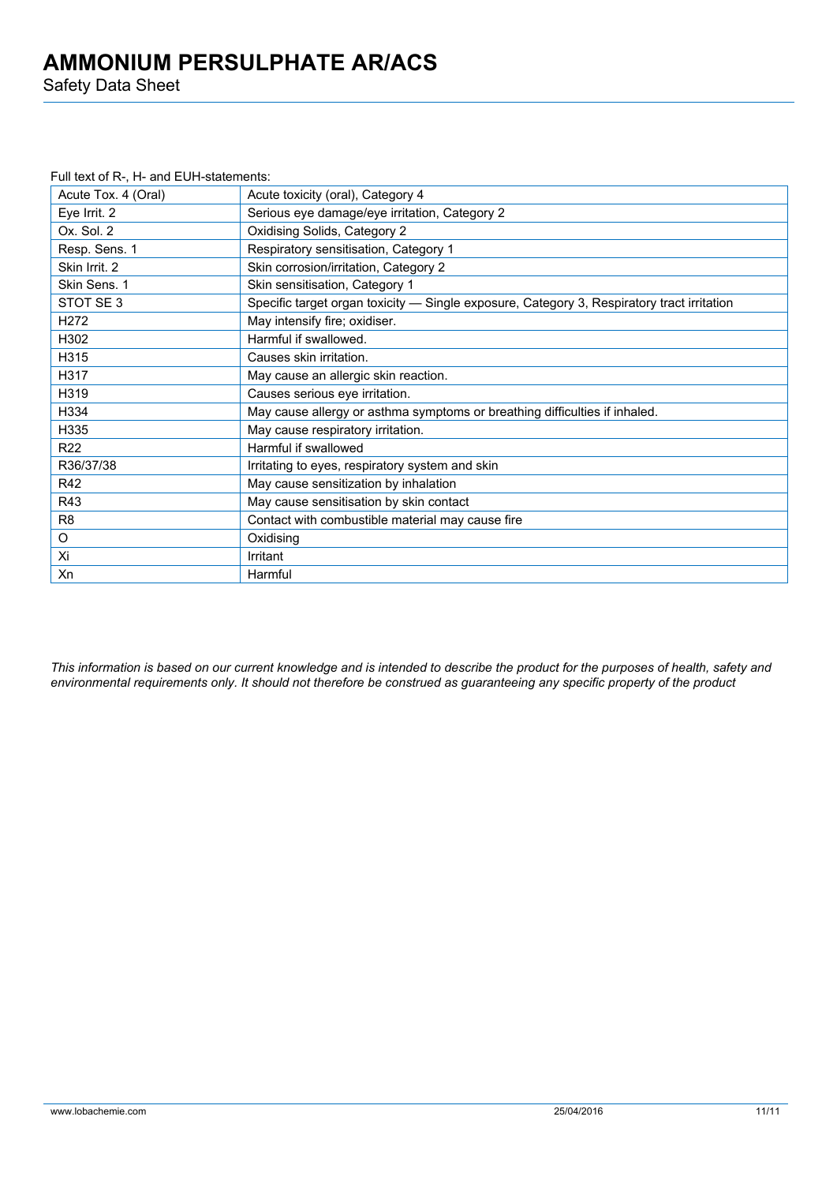Full text of R-, H- and EUH-statements:

| | |
|---|---|
| Acute Tox. 4 (Oral) | Acute toxicity (oral), Category 4 |
| Eye Irrit. 2 | Serious eye damage/eye irritation, Category 2 |
| Ox. Sol. 2 | Oxidising Solids, Category 2 |
| Resp. Sens. 1 | Respiratory sensitisation, Category 1 |
| Skin Irrit. 2 | Skin corrosion/irritation, Category 2 |
| Skin Sens. 1 | Skin sensitisation, Category 1 |
| STOT SE 3 | Specific target organ toxicity — Single exposure, Category 3, Respiratory tract irritation |
| H272 | May intensify fire; oxidiser. |
| H302 | Harmful if swallowed. |
| H315 | Causes skin irritation. |
| H317 | May cause an allergic skin reaction. |
| H319 | Causes serious eye irritation. |
| H334 | May cause allergy or asthma symptoms or breathing difficulties if inhaled. |
| H335 | May cause respiratory irritation. |
| R22 | Harmful if swallowed |
| R36/37/38 | Irritating to eyes, respiratory system and skin |
| R42 | May cause sensitization by inhalation |
| R43 | May cause sensitisation by skin contact |
| R8 | Contact with combustible material may cause fire |
| O | Oxidising |
| Xi | Irritant |
| Xn | Harmful |

*This information is based on our current knowledge and is intended to describe the product for the purposes of health, safety and environmental requirements only. It should not therefore be construed as guaranteeing any specific property of the product*